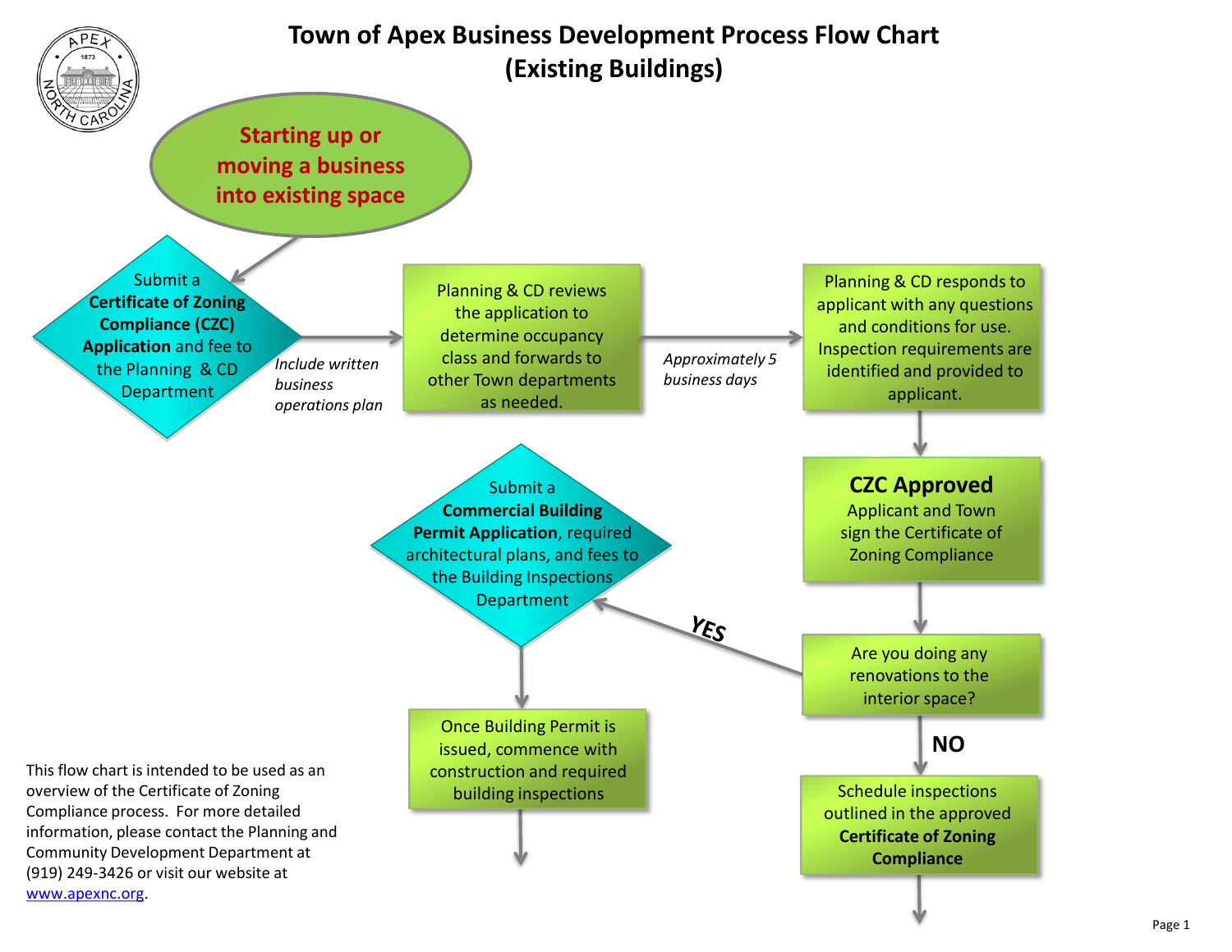# Town of Apex Business Development Process Flow Chart (Existing Buildings)

**Starting up or moving a business into existing space**

Submit a **Certificate of Zoning Compliance (CZC) Application** and fee to the Planning & CD Department

*Include written business operations plan*

Planning & CD reviews the application to determine occupancy class and forwards to other Town departments as needed.

*Approximately 5 business days*

Planning & CD responds to applicant with any questions and conditions for use. Inspection requirements are identified and provided to applicant.

**CZC Approved**
Applicant and Town sign the Certificate of Zoning Compliance

Are you doing any renovations to the interior space?

**YES**

Submit a **Commercial Building Permit Application**, required architectural plans, and fees to the Building Inspections Department

Once Building Permit is issued, commence with construction and required building inspections

**NO**

Schedule inspections outlined in the approved **Certificate of Zoning Compliance**

This flow chart is intended to be used as an overview of the Certificate of Zoning Compliance process. For more detailed information, please contact the Planning and Community Development Department at (919) 249-3426 or visit our website at [www.apexnc.org](http://www.apexnc.org).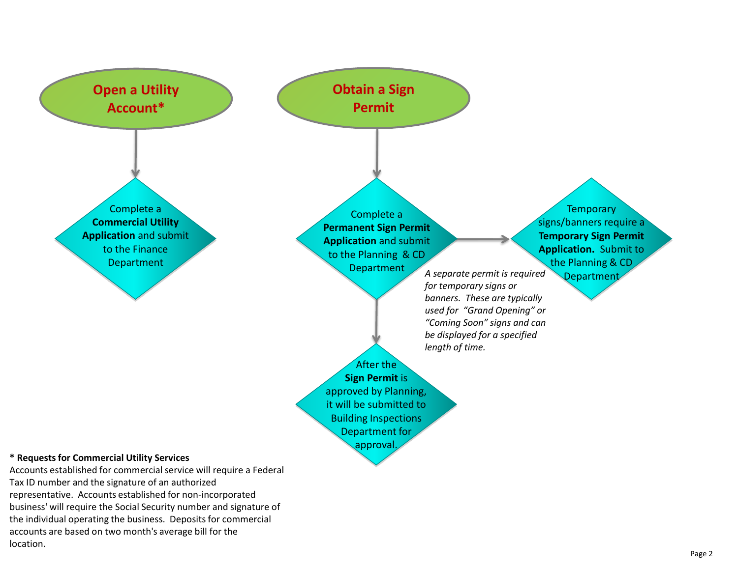## Open a Utility Account*

Complete a **Commercial Utility Application** and submit to the Finance Department

## Obtain a Sign Permit

Complete a **Permanent Sign Permit Application** and submit to the Planning & CD Department

Temporary signs/banners require a **Temporary Sign Permit Application.** Submit to the Planning & CD Department

*A separate permit is required for temporary signs or banners. These are typically used for "Grand Opening" or "Coming Soon" signs and can be displayed for a specified length of time.*

After the **Sign Permit** is approved by Planning, it will be submitted to Building Inspections Department for approval.

**\* Requests for Commercial Utility Services**

Accounts established for commercial service will require a Federal Tax ID number and the signature of an authorized representative. Accounts established for non-incorporated business' will require the Social Security number and signature of the individual operating the business. Deposits for commercial accounts are based on two month's average bill for the location.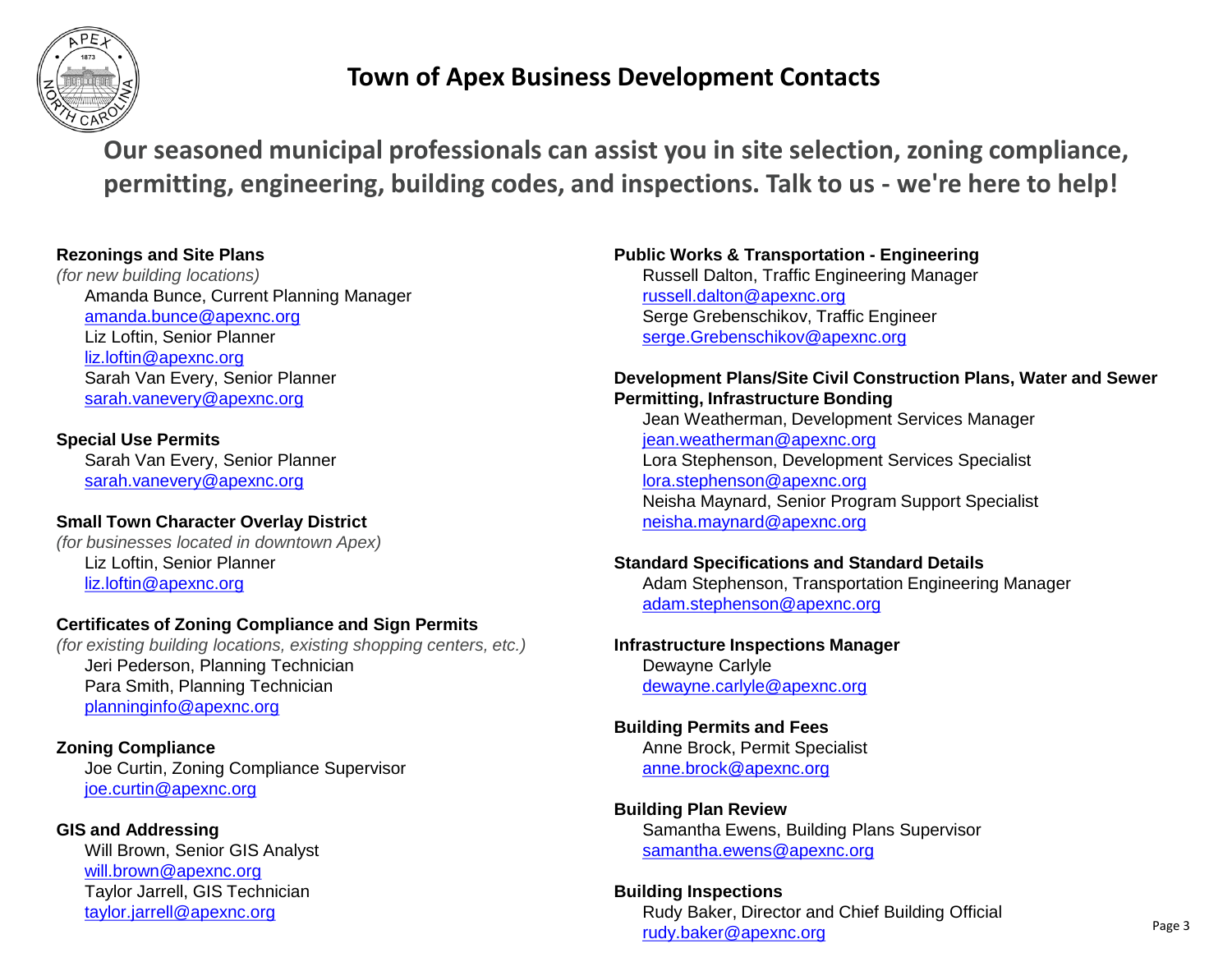# Town of Apex Business Development Contacts

**Our seasoned municipal professionals can assist you in site selection, zoning compliance, permitting, engineering, building codes, and inspections. Talk to us - we're here to help!**

**Rezonings and Site Plans**
*(for new building locations)*
Amanda Bunce, Current Planning Manager
amanda.bunce@apexnc.org
Liz Loftin, Senior Planner
liz.loftin@apexnc.org
Sarah Van Every, Senior Planner
sarah.vanevery@apexnc.org

**Special Use Permits**
Sarah Van Every, Senior Planner
sarah.vanevery@apexnc.org

**Small Town Character Overlay District**
*(for businesses located in downtown Apex)*
Liz Loftin, Senior Planner
liz.loftin@apexnc.org

**Certificates of Zoning Compliance and Sign Permits**
*(for existing building locations, existing shopping centers, etc.)*
Jeri Pederson, Planning Technician
Para Smith, Planning Technician
planninginfo@apexnc.org

**Zoning Compliance**
Joe Curtin, Zoning Compliance Supervisor
joe.curtin@apexnc.org

**GIS and Addressing**
Will Brown, Senior GIS Analyst
will.brown@apexnc.org
Taylor Jarrell, GIS Technician
taylor.jarrell@apexnc.org

**Public Works & Transportation - Engineering**
Russell Dalton, Traffic Engineering Manager
russell.dalton@apexnc.org
Serge Grebenschikov, Traffic Engineer
serge.Grebenschikov@apexnc.org

**Development Plans/Site Civil Construction Plans, Water and Sewer Permitting, Infrastructure Bonding**
Jean Weatherman, Development Services Manager
jean.weatherman@apexnc.org
Lora Stephenson, Development Services Specialist
lora.stephenson@apexnc.org
Neisha Maynard, Senior Program Support Specialist
neisha.maynard@apexnc.org

**Standard Specifications and Standard Details**
Adam Stephenson, Transportation Engineering Manager
adam.stephenson@apexnc.org

**Infrastructure Inspections Manager**
Dewayne Carlyle
dewayne.carlyle@apexnc.org

**Building Permits and Fees**
Anne Brock, Permit Specialist
anne.brock@apexnc.org

**Building Plan Review**
Samantha Ewens, Building Plans Supervisor
samantha.ewens@apexnc.org

**Building Inspections**
Rudy Baker, Director and Chief Building Official
rudy.baker@apexnc.org